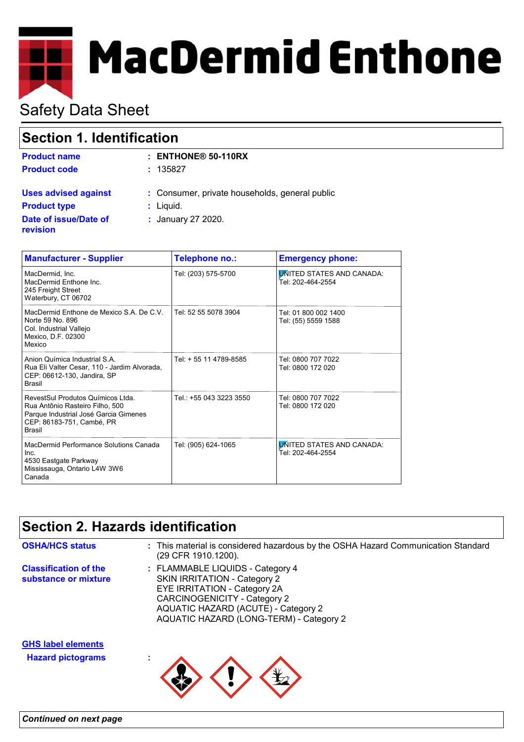MacDermid Enthone

# Safety Data Sheet

## Section 1. Identification

**Product name** : **ENTHONE® 50-110RX**

**Product code** : 135827

**Uses advised against** : Consumer, private households, general public

**Product type** : Liquid.

**Date of issue/Date of revision** : January 27 2020.

| Manufacturer - Supplier | Telephone no.: | Emergency phone: |
|---|---|---|
| MacDermid, Inc.<br>MacDermid Enthone Inc.<br>245 Freight Street<br>Waterbury, CT 06702 | Tel: (203) 575-5700 | UNITED STATES AND CANADA:<br>Tel: 202-464-2554 |
| MacDermid Enthone de Mexico S.A. De C.V.<br>Norte 59 No. 896<br>Col. Industrial Vallejo<br>Mexico, D.F. 02300<br>Mexico | Tel: 52 55 5078 3904 | Tel: 01 800 002 1400<br>Tel: (55) 5559 1588 |
| Anion Química Industrial S.A.<br>Rua Eli Valter Cesar, 110 - Jardim Alvorada,<br>CEP: 06612-130, Jandira, SP<br>Brasil | Tel: + 55 11 4789-8585 | Tel: 0800 707 7022<br>Tel: 0800 172 020 |
| RevestSul Produtos Químicos Ltda.<br>Rua Antônio Rasteiro Filho, 500<br>Parque Industrial José Garcia Gimenes<br>CEP: 86183-751, Cambé, PR<br>Brasil | Tel.: +55 043 3223 3550 | Tel: 0800 707 7022<br>Tel: 0800 172 020 |
| MacDermid Performance Solutions Canada Inc.<br>4530 Eastgate Parkway<br>Mississauga, Ontario L4W 3W6<br>Canada | Tel: (905) 624-1065 | UNITED STATES AND CANADA:<br>Tel: 202-464-2554 |

## Section 2. Hazards identification

**OSHA/HCS status** : This material is considered hazardous by the OSHA Hazard Communication Standard (29 CFR 1910.1200).

**Classification of the substance or mixture** : FLAMMABLE LIQUIDS - Category 4
SKIN IRRITATION - Category 2
EYE IRRITATION - Category 2A
CARCINOGENICITY - Category 2
AQUATIC HAZARD (ACUTE) - Category 2
AQUATIC HAZARD (LONG-TERM) - Category 2

**GHS label elements**

**Hazard pictograms** :

*Continued on next page*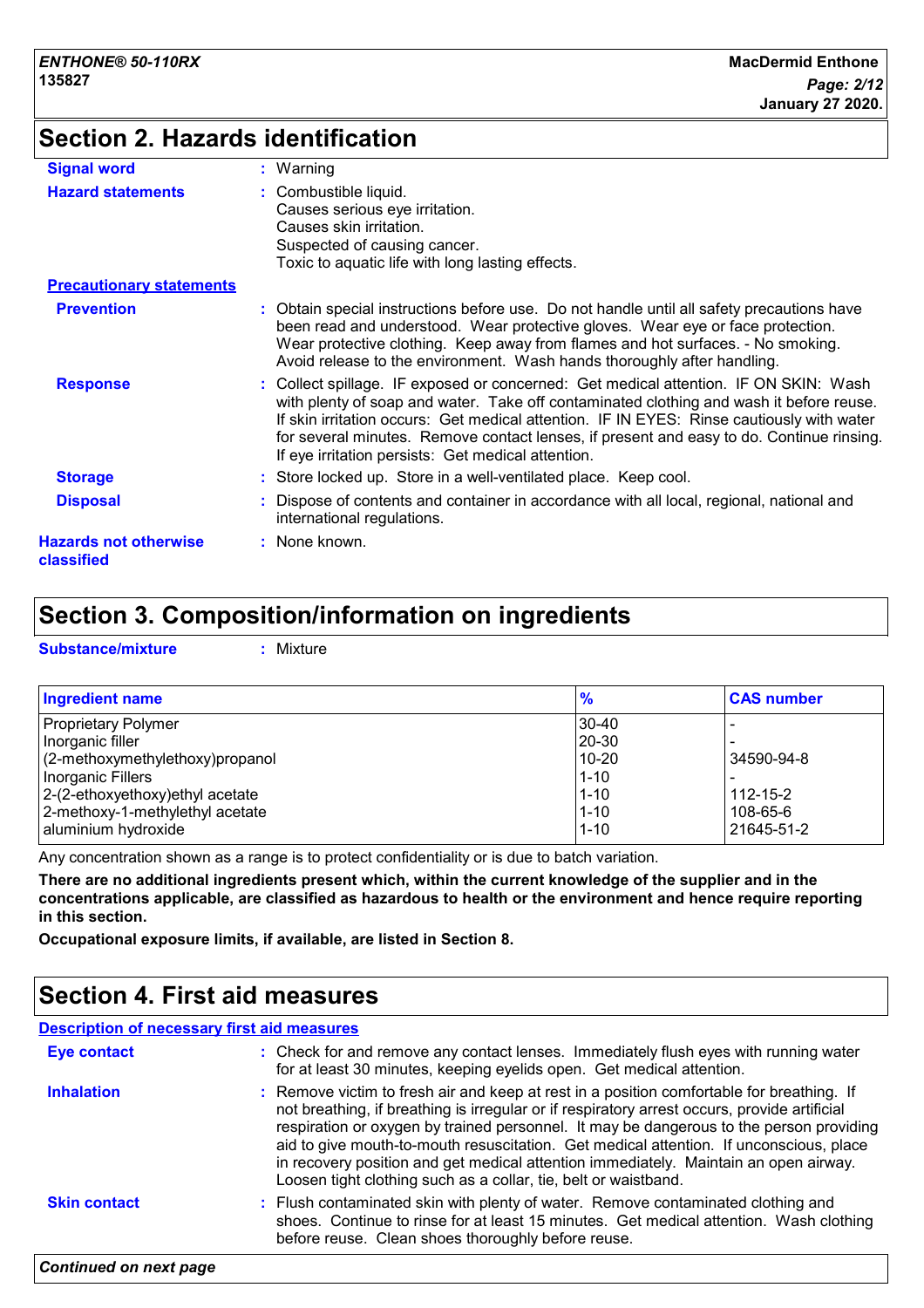## Section 2. Hazards identification

**Signal word** : Warning

**Hazard statements** : Combustible liquid.
Causes serious eye irritation.
Causes skin irritation.
Suspected of causing cancer.
Toxic to aquatic life with long lasting effects.

**Precautionary statements**

**Prevention** : Obtain special instructions before use. Do not handle until all safety precautions have been read and understood. Wear protective gloves. Wear eye or face protection. Wear protective clothing. Keep away from flames and hot surfaces. - No smoking. Avoid release to the environment. Wash hands thoroughly after handling.

**Response** : Collect spillage. IF exposed or concerned: Get medical attention. IF ON SKIN: Wash with plenty of soap and water. Take off contaminated clothing and wash it before reuse. If skin irritation occurs: Get medical attention. IF IN EYES: Rinse cautiously with water for several minutes. Remove contact lenses, if present and easy to do. Continue rinsing. If eye irritation persists: Get medical attention.

**Storage** : Store locked up. Store in a well-ventilated place. Keep cool.

**Disposal** : Dispose of contents and container in accordance with all local, regional, national and international regulations.

**Hazards not otherwise classified** : None known.

## Section 3. Composition/information on ingredients

**Substance/mixture** : Mixture

| Ingredient name | % | CAS number |
|---|---|---|
| Proprietary Polymer | 30-40 | - |
| Inorganic filler | 20-30 | - |
| (2-methoxymethylethoxy)propanol | 10-20 | 34590-94-8 |
| Inorganic Fillers | 1-10 | - |
| 2-(2-ethoxyethoxy)ethyl acetate | 1-10 | 112-15-2 |
| 2-methoxy-1-methylethyl acetate | 1-10 | 108-65-6 |
| aluminium hydroxide | 1-10 | 21645-51-2 |

Any concentration shown as a range is to protect confidentiality or is due to batch variation.

**There are no additional ingredients present which, within the current knowledge of the supplier and in the concentrations applicable, are classified as hazardous to health or the environment and hence require reporting in this section.**

**Occupational exposure limits, if available, are listed in Section 8.**

## Section 4. First aid measures

**Description of necessary first aid measures**

**Eye contact** : Check for and remove any contact lenses. Immediately flush eyes with running water for at least 30 minutes, keeping eyelids open. Get medical attention.

**Inhalation** : Remove victim to fresh air and keep at rest in a position comfortable for breathing. If not breathing, if breathing is irregular or if respiratory arrest occurs, provide artificial respiration or oxygen by trained personnel. It may be dangerous to the person providing aid to give mouth-to-mouth resuscitation. Get medical attention. If unconscious, place in recovery position and get medical attention immediately. Maintain an open airway. Loosen tight clothing such as a collar, tie, belt or waistband.

**Skin contact** : Flush contaminated skin with plenty of water. Remove contaminated clothing and shoes. Continue to rinse for at least 15 minutes. Get medical attention. Wash clothing before reuse. Clean shoes thoroughly before reuse.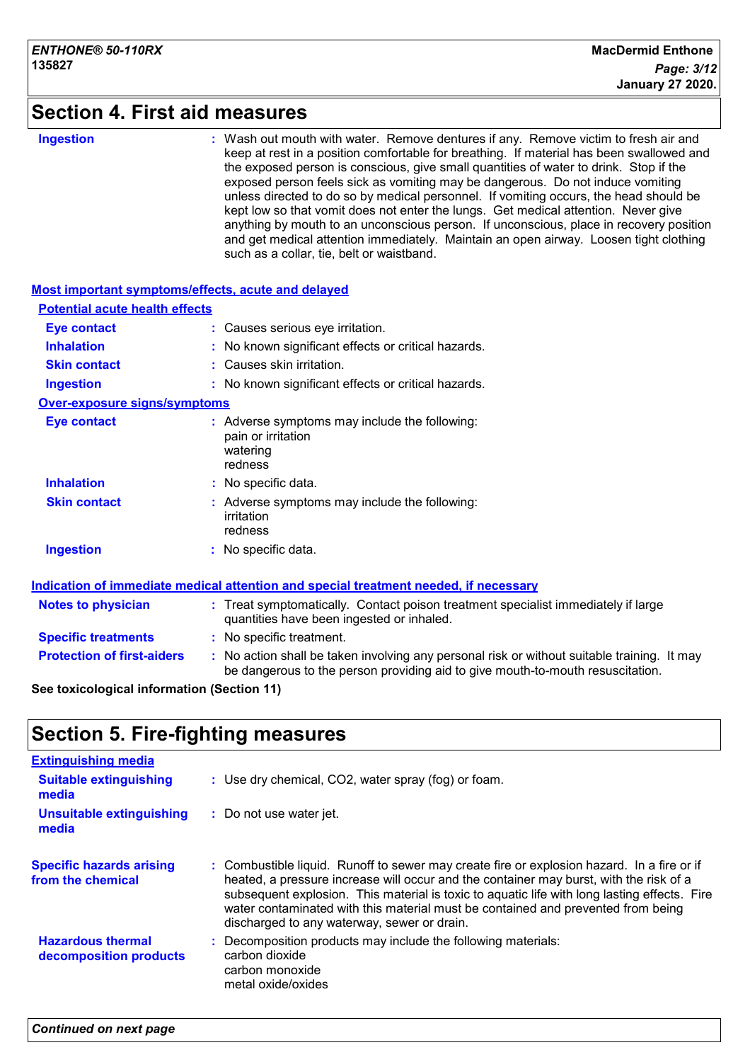## Section 4. First aid measures

**Ingestion** : Wash out mouth with water. Remove dentures if any. Remove victim to fresh air and keep at rest in a position comfortable for breathing. If material has been swallowed and the exposed person is conscious, give small quantities of water to drink. Stop if the exposed person feels sick as vomiting may be dangerous. Do not induce vomiting unless directed to do so by medical personnel. If vomiting occurs, the head should be kept low so that vomit does not enter the lungs. Get medical attention. Never give anything by mouth to an unconscious person. If unconscious, place in recovery position and get medical attention immediately. Maintain an open airway. Loosen tight clothing such as a collar, tie, belt or waistband.

### Most important symptoms/effects, acute and delayed

#### Potential acute health effects

**Eye contact** : Causes serious eye irritation.

**Inhalation** : No known significant effects or critical hazards.

**Skin contact** : Causes skin irritation.

**Ingestion** : No known significant effects or critical hazards.

#### Over-exposure signs/symptoms

**Eye contact** : Adverse symptoms may include the following:
pain or irritation
watering
redness

**Inhalation** : No specific data.

**Skin contact** : Adverse symptoms may include the following:
irritation
redness

**Ingestion** : No specific data.

### Indication of immediate medical attention and special treatment needed, if necessary

**Notes to physician** : Treat symptomatically. Contact poison treatment specialist immediately if large quantities have been ingested or inhaled.

**Specific treatments** : No specific treatment.

**Protection of first-aiders** : No action shall be taken involving any personal risk or without suitable training. It may be dangerous to the person providing aid to give mouth-to-mouth resuscitation.

**See toxicological information (Section 11)**

## Section 5. Fire-fighting measures

### Extinguishing media

**Suitable extinguishing media** : Use dry chemical, $CO_2$, water spray (fog) or foam.

**Unsuitable extinguishing media** : Do not use water jet.

**Specific hazards arising from the chemical** : Combustible liquid. Runoff to sewer may create fire or explosion hazard. In a fire or if heated, a pressure increase will occur and the container may burst, with the risk of a subsequent explosion. This material is toxic to aquatic life with long lasting effects. Fire water contaminated with this material must be contained and prevented from being discharged to any waterway, sewer or drain.

**Hazardous thermal decomposition products** : Decomposition products may include the following materials:
carbon dioxide
carbon monoxide
metal oxide/oxides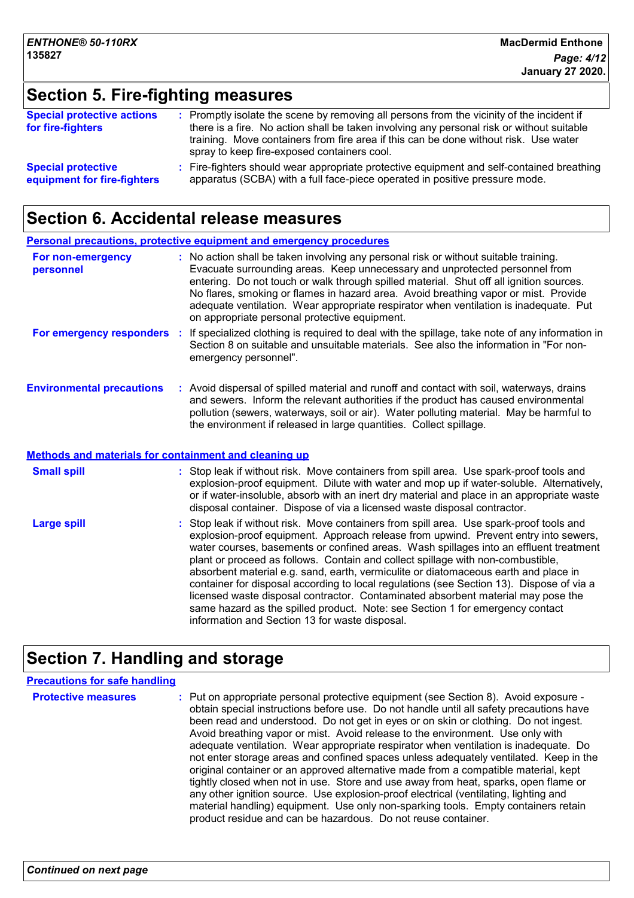## Section 5. Fire-fighting measures

**Special protective actions for fire-fighters** : Promptly isolate the scene by removing all persons from the vicinity of the incident if there is a fire. No action shall be taken involving any personal risk or without suitable training. Move containers from fire area if this can be done without risk. Use water spray to keep fire-exposed containers cool.

**Special protective equipment for fire-fighters** : Fire-fighters should wear appropriate protective equipment and self-contained breathing apparatus (SCBA) with a full face-piece operated in positive pressure mode.

## Section 6. Accidental release measures

### Personal precautions, protective equipment and emergency procedures

**For non-emergency personnel** : No action shall be taken involving any personal risk or without suitable training. Evacuate surrounding areas. Keep unnecessary and unprotected personnel from entering. Do not touch or walk through spilled material. Shut off all ignition sources. No flares, smoking or flames in hazard area. Avoid breathing vapor or mist. Provide adequate ventilation. Wear appropriate respirator when ventilation is inadequate. Put on appropriate personal protective equipment.

**For emergency responders** : If specialized clothing is required to deal with the spillage, take note of any information in Section 8 on suitable and unsuitable materials. See also the information in "For non-emergency personnel".

**Environmental precautions** : Avoid dispersal of spilled material and runoff and contact with soil, waterways, drains and sewers. Inform the relevant authorities if the product has caused environmental pollution (sewers, waterways, soil or air). Water polluting material. May be harmful to the environment if released in large quantities. Collect spillage.

### Methods and materials for containment and cleaning up

**Small spill** : Stop leak if without risk. Move containers from spill area. Use spark-proof tools and explosion-proof equipment. Dilute with water and mop up if water-soluble. Alternatively, or if water-insoluble, absorb with an inert dry material and place in an appropriate waste disposal container. Dispose of via a licensed waste disposal contractor.

**Large spill** : Stop leak if without risk. Move containers from spill area. Use spark-proof tools and explosion-proof equipment. Approach release from upwind. Prevent entry into sewers, water courses, basements or confined areas. Wash spillages into an effluent treatment plant or proceed as follows. Contain and collect spillage with non-combustible, absorbent material e.g. sand, earth, vermiculite or diatomaceous earth and place in container for disposal according to local regulations (see Section 13). Dispose of via a licensed waste disposal contractor. Contaminated absorbent material may pose the same hazard as the spilled product. Note: see Section 1 for emergency contact information and Section 13 for waste disposal.

## Section 7. Handling and storage

### Precautions for safe handling

**Protective measures** : Put on appropriate personal protective equipment (see Section 8). Avoid exposure - obtain special instructions before use. Do not handle until all safety precautions have been read and understood. Do not get in eyes or on skin or clothing. Do not ingest. Avoid breathing vapor or mist. Avoid release to the environment. Use only with adequate ventilation. Wear appropriate respirator when ventilation is inadequate. Do not enter storage areas and confined spaces unless adequately ventilated. Keep in the original container or an approved alternative made from a compatible material, kept tightly closed when not in use. Store and use away from heat, sparks, open flame or any other ignition source. Use explosion-proof electrical (ventilating, lighting and material handling) equipment. Use only non-sparking tools. Empty containers retain product residue and can be hazardous. Do not reuse container.

*Continued on next page*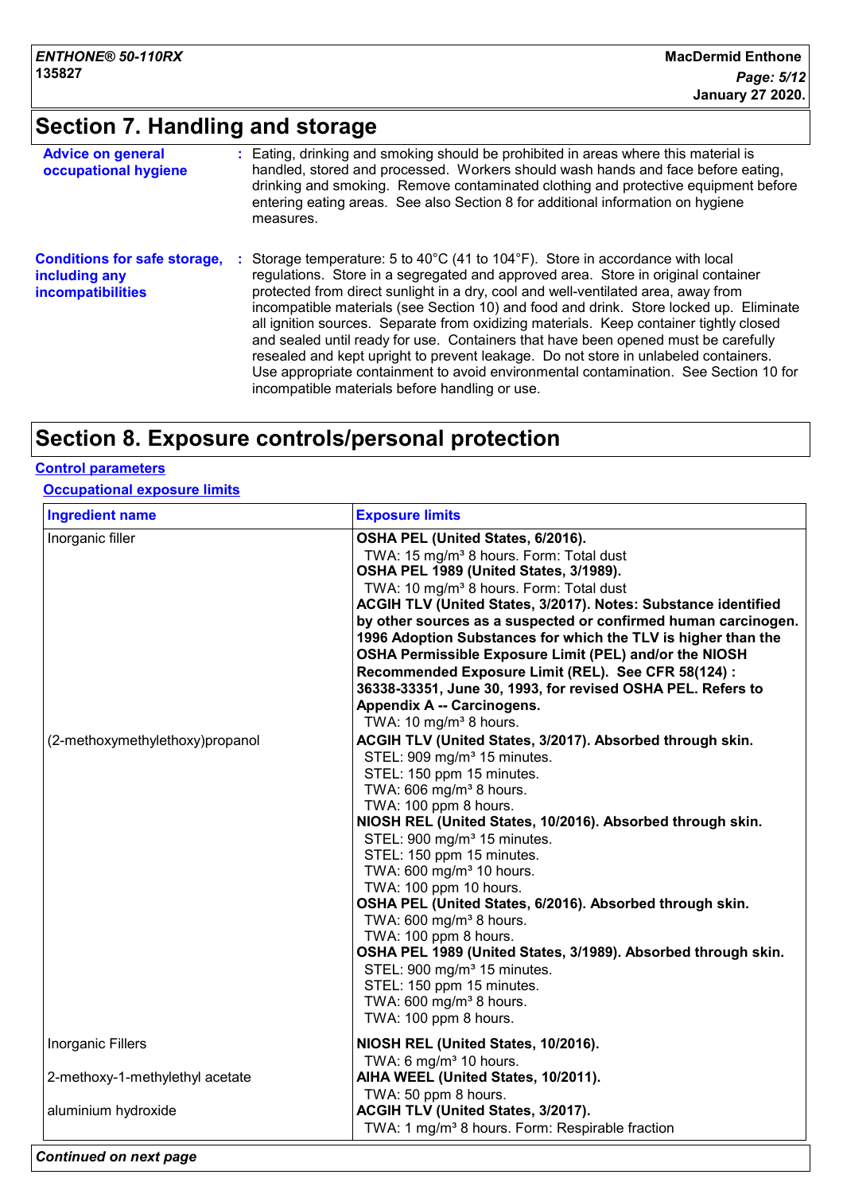## Section 7. Handling and storage

**Advice on general occupational hygiene** : Eating, drinking and smoking should be prohibited in areas where this material is handled, stored and processed. Workers should wash hands and face before eating, drinking and smoking. Remove contaminated clothing and protective equipment before entering eating areas. See also Section 8 for additional information on hygiene measures.

**Conditions for safe storage, including any incompatibilities** : Storage temperature: 5 to 40°C (41 to 104°F). Store in accordance with local regulations. Store in a segregated and approved area. Store in original container protected from direct sunlight in a dry, cool and well-ventilated area, away from incompatible materials (see Section 10) and food and drink. Store locked up. Eliminate all ignition sources. Separate from oxidizing materials. Keep container tightly closed and sealed until ready for use. Containers that have been opened must be carefully resealed and kept upright to prevent leakage. Do not store in unlabeled containers. Use appropriate containment to avoid environmental contamination. See Section 10 for incompatible materials before handling or use.

## Section 8. Exposure controls/personal protection

**Control parameters**

**Occupational exposure limits**

| Ingredient name | Exposure limits |
|---|---|
| Inorganic filler | **OSHA PEL (United States, 6/2016).**<br>TWA: 15 mg/m³ 8 hours. Form: Total dust<br>**OSHA PEL 1989 (United States, 3/1989).**<br>TWA: 10 mg/m³ 8 hours. Form: Total dust<br>**ACGIH TLV (United States, 3/2017). Notes: Substance identified by other sources as a suspected or confirmed human carcinogen. 1996 Adoption Substances for which the TLV is higher than the OSHA Permissible Exposure Limit (PEL) and/or the NIOSH Recommended Exposure Limit (REL). See CFR 58(124) : 36338-33351, June 30, 1993, for revised OSHA PEL. Refers to Appendix A -- Carcinogens.**<br>TWA: 10 mg/m³ 8 hours. |
| (2-methoxymethylethoxy)propanol | **ACGIH TLV (United States, 3/2017). Absorbed through skin.**<br>STEL: 909 mg/m³ 15 minutes.<br>STEL: 150 ppm 15 minutes.<br>TWA: 606 mg/m³ 8 hours.<br>TWA: 100 ppm 8 hours.<br>**NIOSH REL (United States, 10/2016). Absorbed through skin.**<br>STEL: 900 mg/m³ 15 minutes.<br>STEL: 150 ppm 15 minutes.<br>TWA: 600 mg/m³ 10 hours.<br>TWA: 100 ppm 10 hours.<br>**OSHA PEL (United States, 6/2016). Absorbed through skin.**<br>TWA: 600 mg/m³ 8 hours.<br>TWA: 100 ppm 8 hours.<br>**OSHA PEL 1989 (United States, 3/1989). Absorbed through skin.**<br>STEL: 900 mg/m³ 15 minutes.<br>STEL: 150 ppm 15 minutes.<br>TWA: 600 mg/m³ 8 hours.<br>TWA: 100 ppm 8 hours. |
| Inorganic Fillers | **NIOSH REL (United States, 10/2016).**<br>TWA: 6 mg/m³ 10 hours. |
| 2-methoxy-1-methylethyl acetate | **AIHA WEEL (United States, 10/2011).**<br>TWA: 50 ppm 8 hours. |
| aluminium hydroxide | **ACGIH TLV (United States, 3/2017).**<br>TWA: 1 mg/m³ 8 hours. Form: Respirable fraction |

*Continued on next page*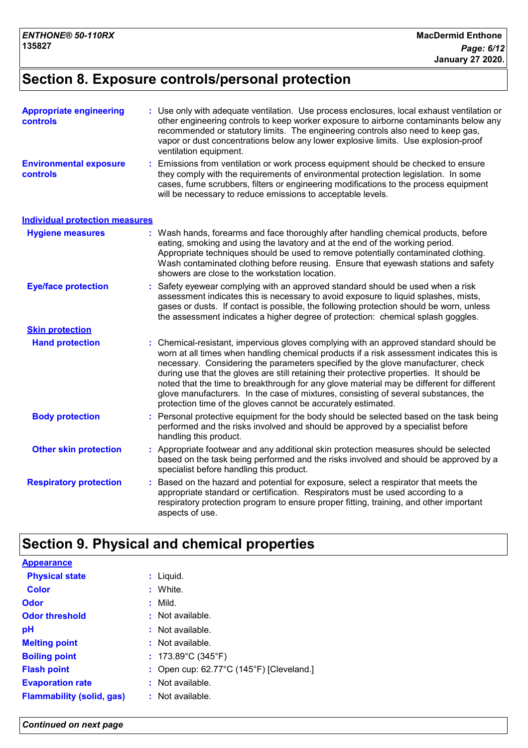## Section 8. Exposure controls/personal protection

**Appropriate engineering controls** : Use only with adequate ventilation. Use process enclosures, local exhaust ventilation or other engineering controls to keep worker exposure to airborne contaminants below any recommended or statutory limits. The engineering controls also need to keep gas, vapor or dust concentrations below any lower explosive limits. Use explosion-proof ventilation equipment.

**Environmental exposure controls** : Emissions from ventilation or work process equipment should be checked to ensure they comply with the requirements of environmental protection legislation. In some cases, fume scrubbers, filters or engineering modifications to the process equipment will be necessary to reduce emissions to acceptable levels.

### Individual protection measures

**Hygiene measures** : Wash hands, forearms and face thoroughly after handling chemical products, before eating, smoking and using the lavatory and at the end of the working period. Appropriate techniques should be used to remove potentially contaminated clothing. Wash contaminated clothing before reusing. Ensure that eyewash stations and safety showers are close to the workstation location.

**Eye/face protection** : Safety eyewear complying with an approved standard should be used when a risk assessment indicates this is necessary to avoid exposure to liquid splashes, mists, gases or dusts. If contact is possible, the following protection should be worn, unless the assessment indicates a higher degree of protection: chemical splash goggles.

**Skin protection**

**Hand protection** : Chemical-resistant, impervious gloves complying with an approved standard should be worn at all times when handling chemical products if a risk assessment indicates this is necessary. Considering the parameters specified by the glove manufacturer, check during use that the gloves are still retaining their protective properties. It should be noted that the time to breakthrough for any glove material may be different for different glove manufacturers. In the case of mixtures, consisting of several substances, the protection time of the gloves cannot be accurately estimated.

**Body protection** : Personal protective equipment for the body should be selected based on the task being performed and the risks involved and should be approved by a specialist before handling this product.

**Other skin protection** : Appropriate footwear and any additional skin protection measures should be selected based on the task being performed and the risks involved and should be approved by a specialist before handling this product.

**Respiratory protection** : Based on the hazard and potential for exposure, select a respirator that meets the appropriate standard or certification. Respirators must be used according to a respiratory protection program to ensure proper fitting, training, and other important aspects of use.

## Section 9. Physical and chemical properties

**Appearance**

**Physical state** : Liquid.

**Color** : White.

**Odor** : Mild.

**Odor threshold** : Not available.

**pH** : Not available.

**Melting point** : Not available.

**Boiling point** : 173.89°C (345°F)

**Flash point** : Open cup: 62.77°C (145°F) [Cleveland.]

**Evaporation rate** : Not available.

**Flammability (solid, gas)** : Not available.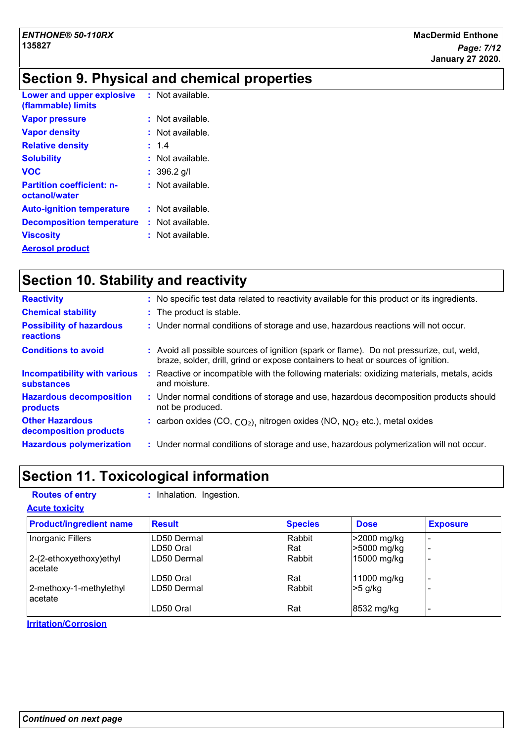## Section 9. Physical and chemical properties

**Lower and upper explosive (flammable) limits** : Not available.

**Vapor pressure** : Not available.

**Vapor density** : Not available.

**Relative density** : 1.4

**Solubility** : Not available.

**VOC** : 396.2 g/l

**Partition coefficient: n-octanol/water** : Not available.

**Auto-ignition temperature** : Not available.

**Decomposition temperature** : Not available.

**Viscosity** : Not available.

**Aerosol product**

## Section 10. Stability and reactivity

**Reactivity** : No specific test data related to reactivity available for this product or its ingredients.

**Chemical stability** : The product is stable.

**Possibility of hazardous reactions** : Under normal conditions of storage and use, hazardous reactions will not occur.

**Conditions to avoid** : Avoid all possible sources of ignition (spark or flame). Do not pressurize, cut, weld, braze, solder, drill, grind or expose containers to heat or sources of ignition.

**Incompatibility with various substances** : Reactive or incompatible with the following materials: oxidizing materials, metals, acids and moisture.

**Hazardous decomposition products** : Under normal conditions of storage and use, hazardous decomposition products should not be produced.

**Other Hazardous decomposition products** : carbon oxides (CO, $CO_2$), nitrogen oxides (NO, $NO_2$ etc.), metal oxides

**Hazardous polymerization** : Under normal conditions of storage and use, hazardous polymerization will not occur.

## Section 11. Toxicological information

**Routes of entry** : Inhalation. Ingestion.

**Acute toxicity**

| Product/ingredient name | Result | Species | Dose | Exposure |
|---|---|---|---|---|
| Inorganic Fillers | LD50 Dermal | Rabbit | >2000 mg/kg | - |
| | LD50 Oral | Rat | >5000 mg/kg | - |
| 2-(2-ethoxyethoxy)ethyl acetate | LD50 Dermal | Rabbit | 15000 mg/kg | - |
| | LD50 Oral | Rat | 11000 mg/kg | - |
| 2-methoxy-1-methylethyl acetate | LD50 Dermal | Rabbit | >5 g/kg | - |
| | LD50 Oral | Rat | 8532 mg/kg | - |

**Irritation/Corrosion**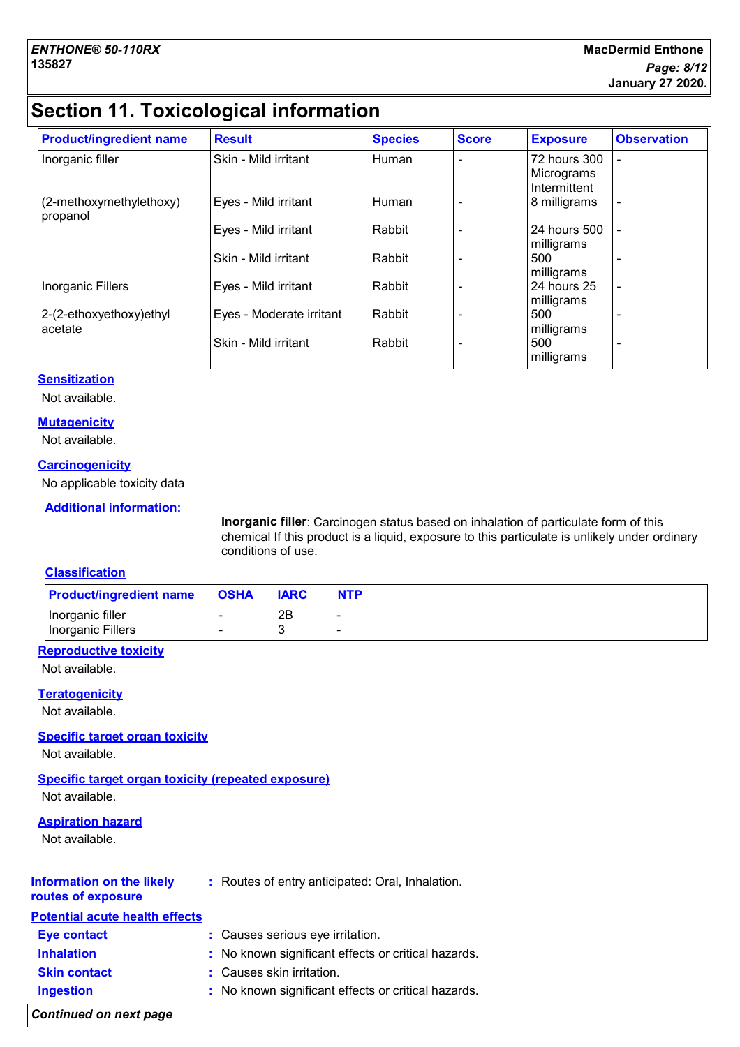## Section 11. Toxicological information

| Product/ingredient name | Result | Species | Score | Exposure | Observation |
|---|---|---|---|---|---|
| Inorganic filler | Skin - Mild irritant | Human | - | 72 hours 300 Micrograms Intermittent | - |
| (2-methoxymethylethoxy) propanol | Eyes - Mild irritant | Human | - | 8 milligrams | - |
| | Eyes - Mild irritant | Rabbit | - | 24 hours 500 milligrams | - |
| | Skin - Mild irritant | Rabbit | - | 500 milligrams | - |
| Inorganic Fillers | Eyes - Mild irritant | Rabbit | - | 24 hours 25 milligrams | - |
| 2-(2-ethoxyethoxy)ethyl acetate | Eyes - Moderate irritant | Rabbit | - | 500 milligrams | - |
| | Skin - Mild irritant | Rabbit | - | 500 milligrams | - |

**Sensitization**

Not available.

**Mutagenicity**

Not available.

**Carcinogenicity**

No applicable toxicity data

**Additional information:**

**Inorganic filler**: Carcinogen status based on inhalation of particulate form of this chemical If this product is a liquid, exposure to this particulate is unlikely under ordinary conditions of use.

**Classification**

| Product/ingredient name | OSHA | IARC | NTP |
|---|---|---|---|
| Inorganic filler | - | 2B | - |
| Inorganic Fillers | - | 3 | - |

**Reproductive toxicity**

Not available.

**Teratogenicity**

Not available.

**Specific target organ toxicity**

Not available.

**Specific target organ toxicity (repeated exposure)**

Not available.

**Aspiration hazard**

Not available.

**Information on the likely routes of exposure** : Routes of entry anticipated: Oral, Inhalation.

**Potential acute health effects**

**Eye contact** : Causes serious eye irritation.

**Inhalation** : No known significant effects or critical hazards.

**Skin contact** : Causes skin irritation.

**Ingestion** : No known significant effects or critical hazards.

*Continued on next page*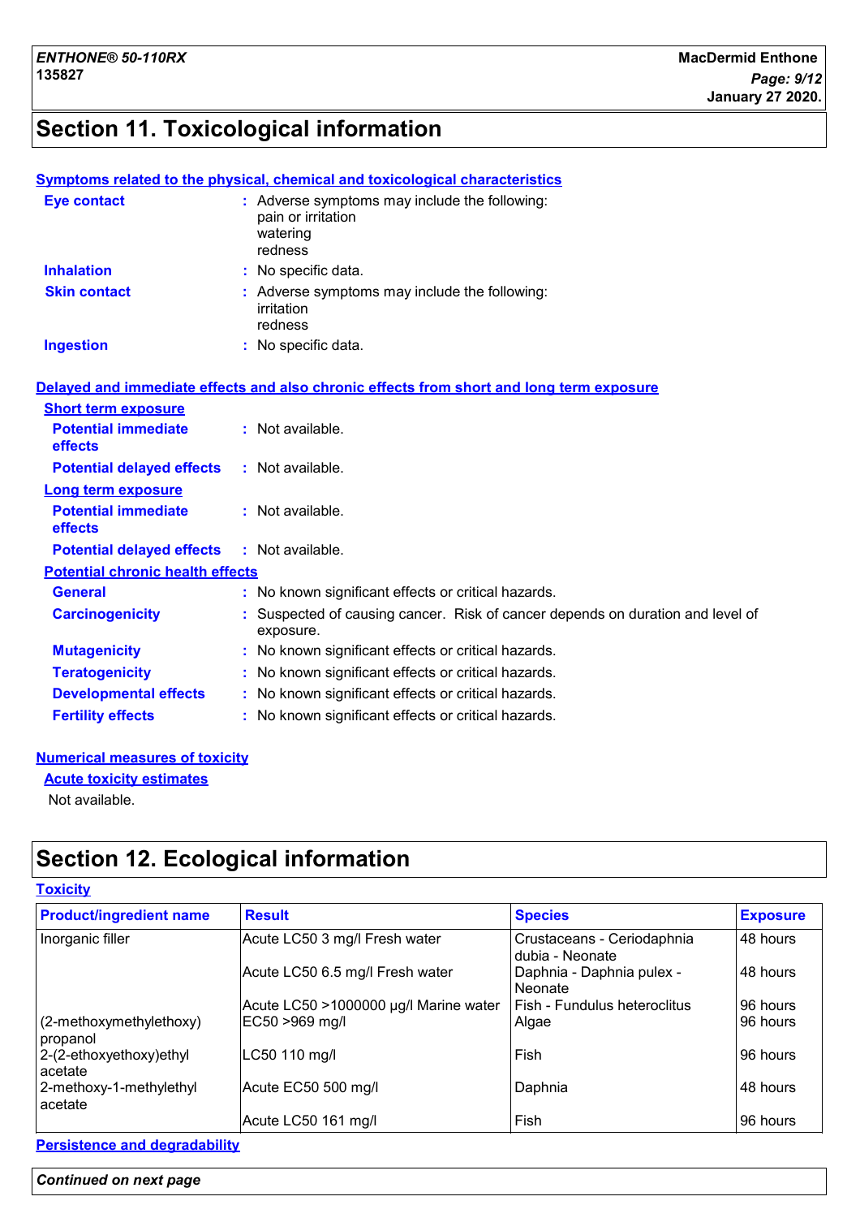## Section 11. Toxicological information

**Symptoms related to the physical, chemical and toxicological characteristics**

**Eye contact** : Adverse symptoms may include the following:
pain or irritation
watering
redness

**Inhalation** : No specific data.

**Skin contact** : Adverse symptoms may include the following:
irritation
redness

**Ingestion** : No specific data.

**Delayed and immediate effects and also chronic effects from short and long term exposure**

**Short term exposure**

**Potential immediate effects** : Not available.

**Potential delayed effects** : Not available.

**Long term exposure**

**Potential immediate effects** : Not available.

**Potential delayed effects** : Not available.

**Potential chronic health effects**

**General** : No known significant effects or critical hazards.

**Carcinogenicity** : Suspected of causing cancer. Risk of cancer depends on duration and level of exposure.

**Mutagenicity** : No known significant effects or critical hazards.

**Teratogenicity** : No known significant effects or critical hazards.

**Developmental effects** : No known significant effects or critical hazards.

**Fertility effects** : No known significant effects or critical hazards.

**Numerical measures of toxicity**

**Acute toxicity estimates**

Not available.

## Section 12. Ecological information

**Toxicity**

| Product/ingredient name | Result | Species | Exposure |
|---|---|---|---|
| Inorganic filler | Acute LC50 3 mg/l Fresh water | Crustaceans - Ceriodaphnia dubia - Neonate | 48 hours |
| | Acute LC50 6.5 mg/l Fresh water | Daphnia - Daphnia pulex - Neonate | 48 hours |
| | Acute LC50 >1000000 µg/l Marine water | Fish - Fundulus heteroclitus | 96 hours |
| (2-methoxymethylethoxy) propanol | EC50 >969 mg/l | Algae | 96 hours |
| 2-(2-ethoxyethoxy)ethyl acetate | LC50 110 mg/l | Fish | 96 hours |
| 2-methoxy-1-methylethyl acetate | Acute EC50 500 mg/l | Daphnia | 48 hours |
| | Acute LC50 161 mg/l | Fish | 96 hours |

**Persistence and degradability**

*Continued on next page*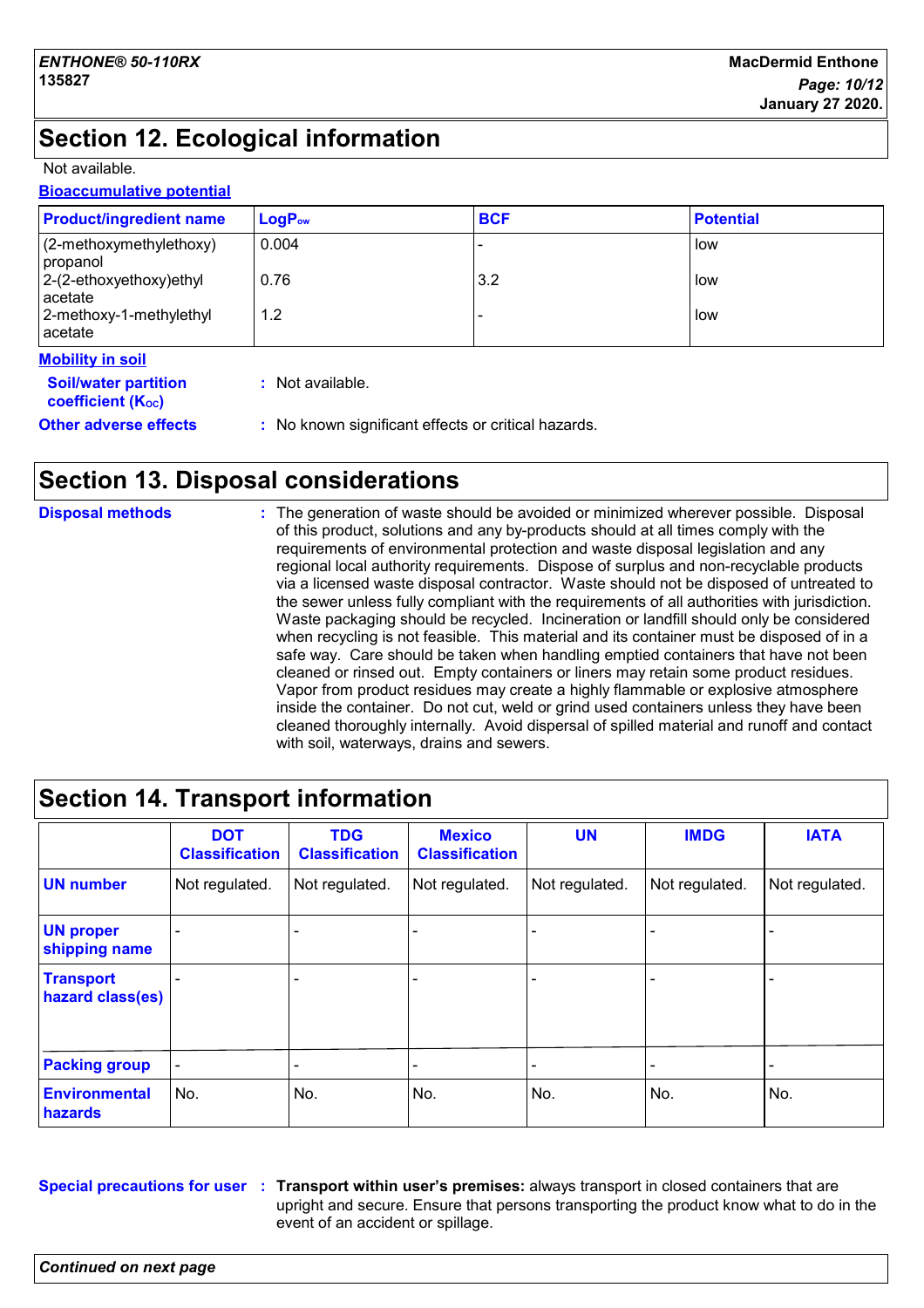## Section 12. Ecological information

Not available.

**Bioaccumulative potential**

| Product/ingredient name | $LogP_{ow}$ | BCF | Potential |
|---|---|---|---|
| (2-methoxymethylethoxy) propanol | 0.004 | - | low |
| 2-(2-ethoxyethoxy)ethyl acetate | 0.76 | 3.2 | low |
| 2-methoxy-1-methylethyl acetate | 1.2 | - | low |

**Mobility in soil**

**Soil/water partition coefficient ($K_{OC}$)** : Not available.

**Other adverse effects** : No known significant effects or critical hazards.

## Section 13. Disposal considerations

**Disposal methods** : The generation of waste should be avoided or minimized wherever possible. Disposal of this product, solutions and any by-products should at all times comply with the requirements of environmental protection and waste disposal legislation and any regional local authority requirements. Dispose of surplus and non-recyclable products via a licensed waste disposal contractor. Waste should not be disposed of untreated to the sewer unless fully compliant with the requirements of all authorities with jurisdiction. Waste packaging should be recycled. Incineration or landfill should only be considered when recycling is not feasible. This material and its container must be disposed of in a safe way. Care should be taken when handling emptied containers that have not been cleaned or rinsed out. Empty containers or liners may retain some product residues. Vapor from product residues may create a highly flammable or explosive atmosphere inside the container. Do not cut, weld or grind used containers unless they have been cleaned thoroughly internally. Avoid dispersal of spilled material and runoff and contact with soil, waterways, drains and sewers.

## Section 14. Transport information

| | DOT Classification | TDG Classification | Mexico Classification | UN | IMDG | IATA |
|---|---|---|---|---|---|---|
| **UN number** | Not regulated. | Not regulated. | Not regulated. | Not regulated. | Not regulated. | Not regulated. |
| **UN proper shipping name** | - | - | - | - | - | - |
| **Transport hazard class(es)** | - | - | - | - | - | - |
| **Packing group** | - | - | - | - | - | - |
| **Environmental hazards** | No. | No. | No. | No. | No. | No. |

**Special precautions for user** : **Transport within user's premises:** always transport in closed containers that are upright and secure. Ensure that persons transporting the product know what to do in the event of an accident or spillage.

*Continued on next page*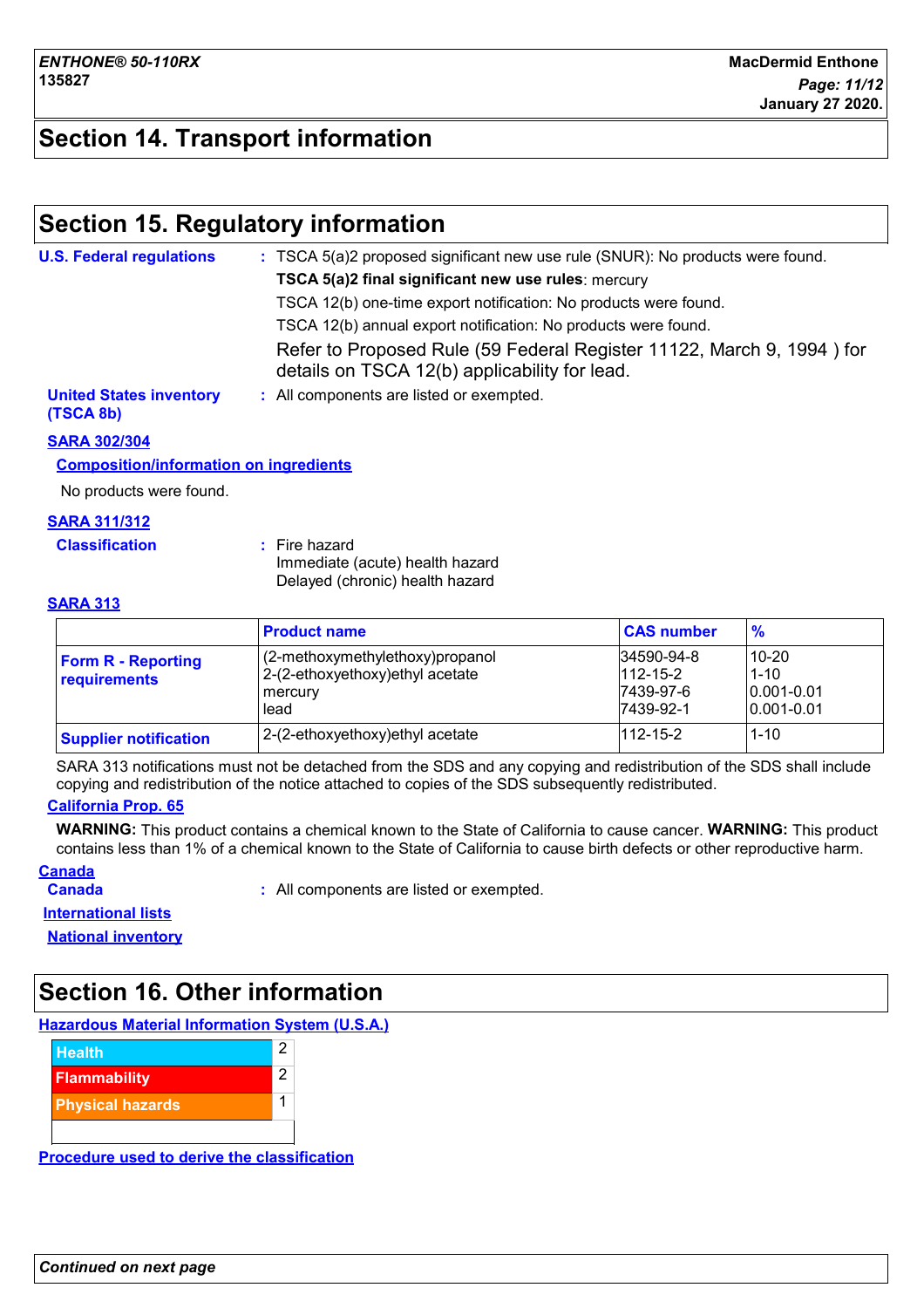## Section 14. Transport information

## Section 15. Regulatory information

**U.S. Federal regulations** : TSCA 5(a)2 proposed significant new use rule (SNUR): No products were found.

**TSCA 5(a)2 final significant new use rules**: mercury

TSCA 12(b) one-time export notification: No products were found.

TSCA 12(b) annual export notification: No products were found.

Refer to Proposed Rule (59 Federal Register 11122, March 9, 1994 ) for details on TSCA 12(b) applicability for lead.

**United States inventory (TSCA 8b)** : All components are listed or exempted.

**SARA 302/304**

**Composition/information on ingredients**

No products were found.

**SARA 311/312**

**Classification** : Fire hazard
Immediate (acute) health hazard
Delayed (chronic) health hazard

**SARA 313**

| | Product name | CAS number | % |
|---|---|---|---|
| **Form R - Reporting requirements** | (2-methoxymethylethoxy)propanol<br>2-(2-ethoxyethoxy)ethyl acetate<br>mercury<br>lead | 34590-94-8<br>112-15-2<br>7439-97-6<br>7439-92-1 | 10-20<br>1-10<br>0.001-0.01<br>0.001-0.01 |
| **Supplier notification** | 2-(2-ethoxyethoxy)ethyl acetate | 112-15-2 | 1-10 |

SARA 313 notifications must not be detached from the SDS and any copying and redistribution of the SDS shall include copying and redistribution of the notice attached to copies of the SDS subsequently redistributed.

**California Prop. 65**

**WARNING:** This product contains a chemical known to the State of California to cause cancer. **WARNING:** This product contains less than 1% of a chemical known to the State of California to cause birth defects or other reproductive harm.

**Canada**

**Canada** : All components are listed or exempted.

**International lists**

**National inventory**

## Section 16. Other information

**Hazardous Material Information System (U.S.A.)**

| | |
|---|---|
| Health | 2 |
| Flammability | 2 |
| Physical hazards | 1 |

**Procedure used to derive the classification**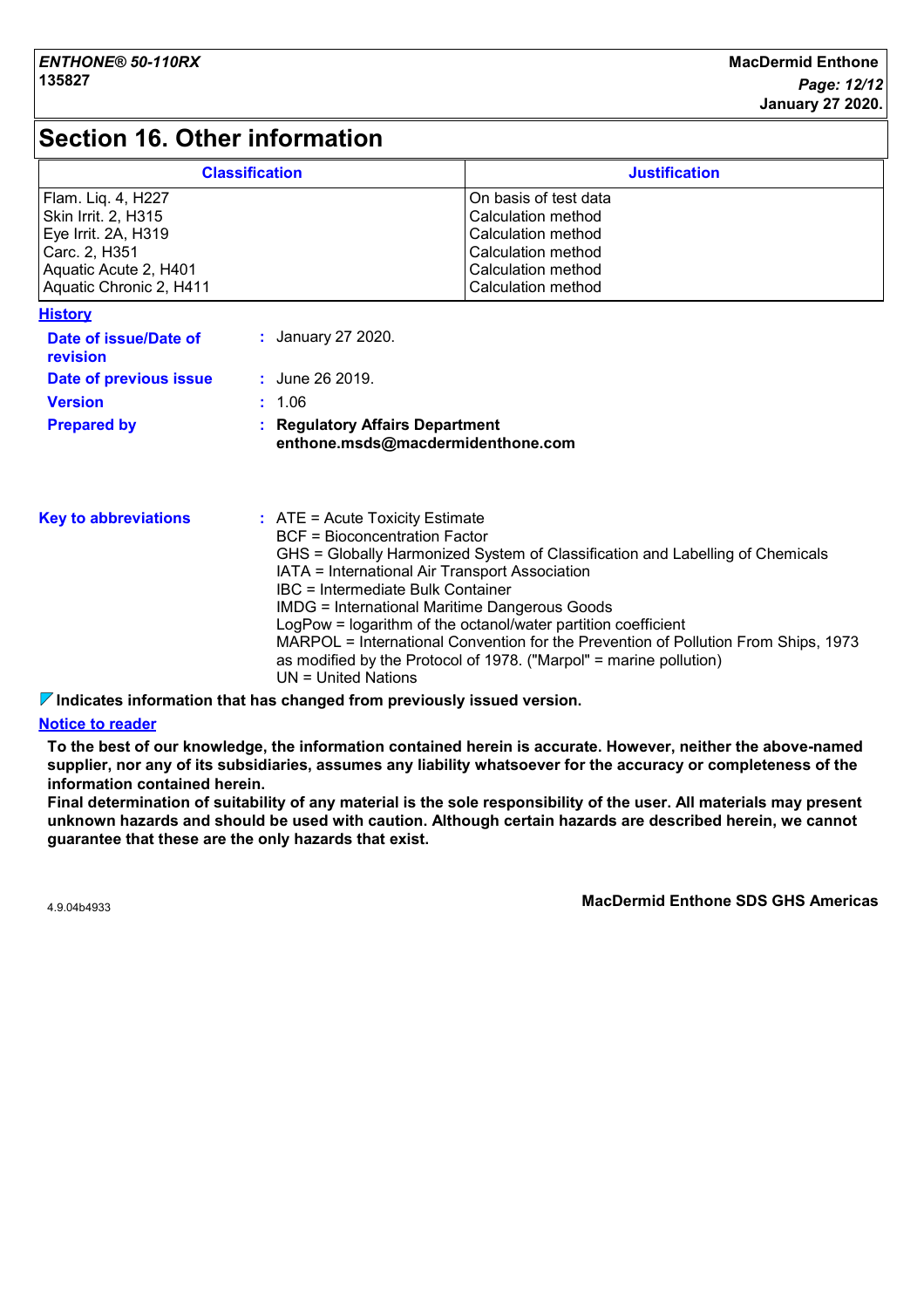## Section 16. Other information

| Classification | Justification |
|---|---|
| Flam. Liq. 4, H227 | On basis of test data |
| Skin Irrit. 2, H315 | Calculation method |
| Eye Irrit. 2A, H319 | Calculation method |
| Carc. 2, H351 | Calculation method |
| Aquatic Acute 2, H401 | Calculation method |
| Aquatic Chronic 2, H411 | Calculation method |

**History**

**Date of issue/Date of revision** : January 27 2020.

**Date of previous issue** : June 26 2019.

**Version** : 1.06

**Prepared by** : **Regulatory Affairs Department enthone.msds@macdermidenthone.com**

**Key to abbreviations** : ATE = Acute Toxicity Estimate
BCF = Bioconcentration Factor
GHS = Globally Harmonized System of Classification and Labelling of Chemicals
IATA = International Air Transport Association
IBC = Intermediate Bulk Container
IMDG = International Maritime Dangerous Goods
LogPow = logarithm of the octanol/water partition coefficient
MARPOL = International Convention for the Prevention of Pollution From Ships, 1973 as modified by the Protocol of 1978. ("Marpol" = marine pollution)
UN = United Nations

**Indicates information that has changed from previously issued version.**

**Notice to reader**

**To the best of our knowledge, the information contained herein is accurate. However, neither the above-named supplier, nor any of its subsidiaries, assumes any liability whatsoever for the accuracy or completeness of the information contained herein.**
**Final determination of suitability of any material is the sole responsibility of the user. All materials may present unknown hazards and should be used with caution. Although certain hazards are described herein, we cannot guarantee that these are the only hazards that exist.**